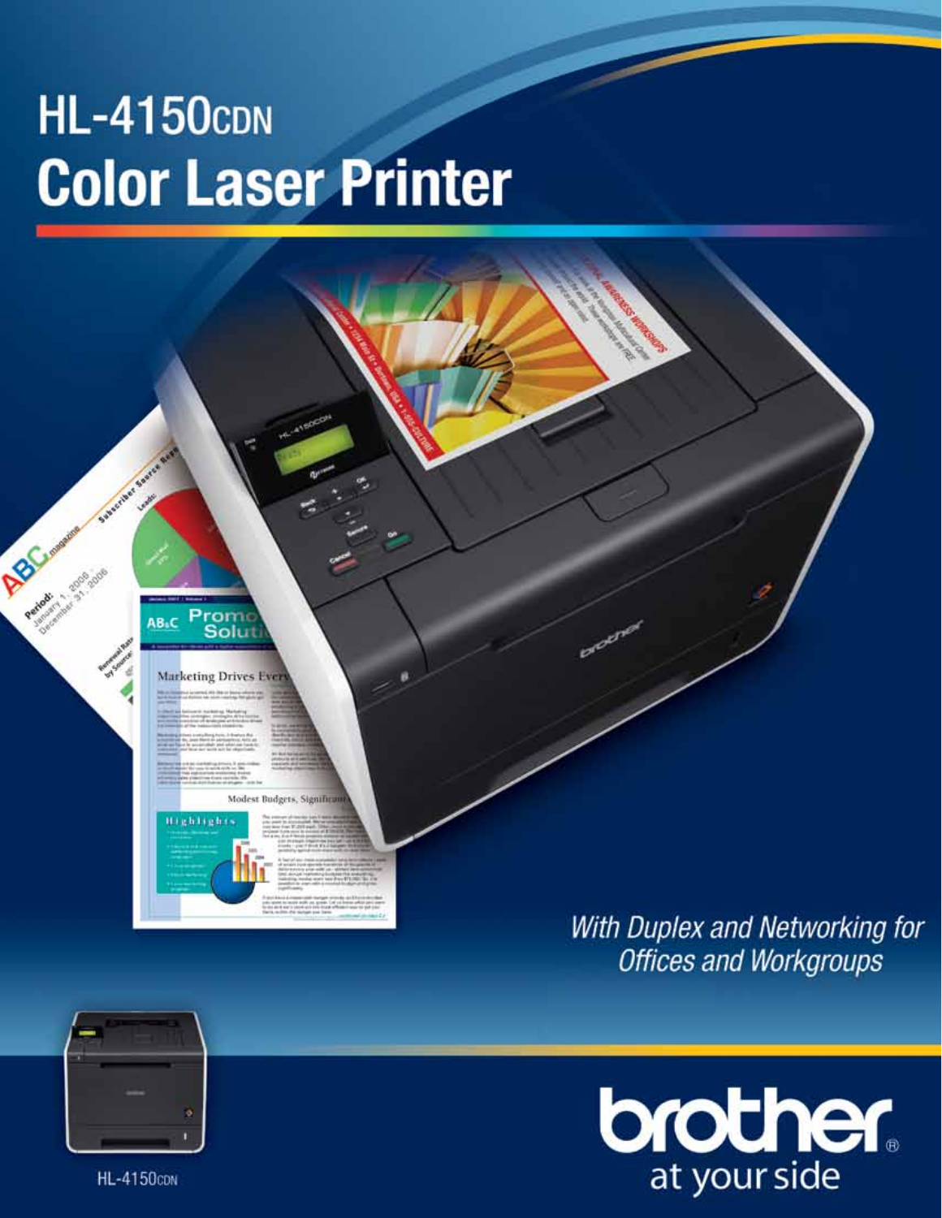# HL-4150CDN
# Color Laser Printer

*With Duplex and Networking for Offices and Workgroups*

HL-4150CDN

brother®
at your side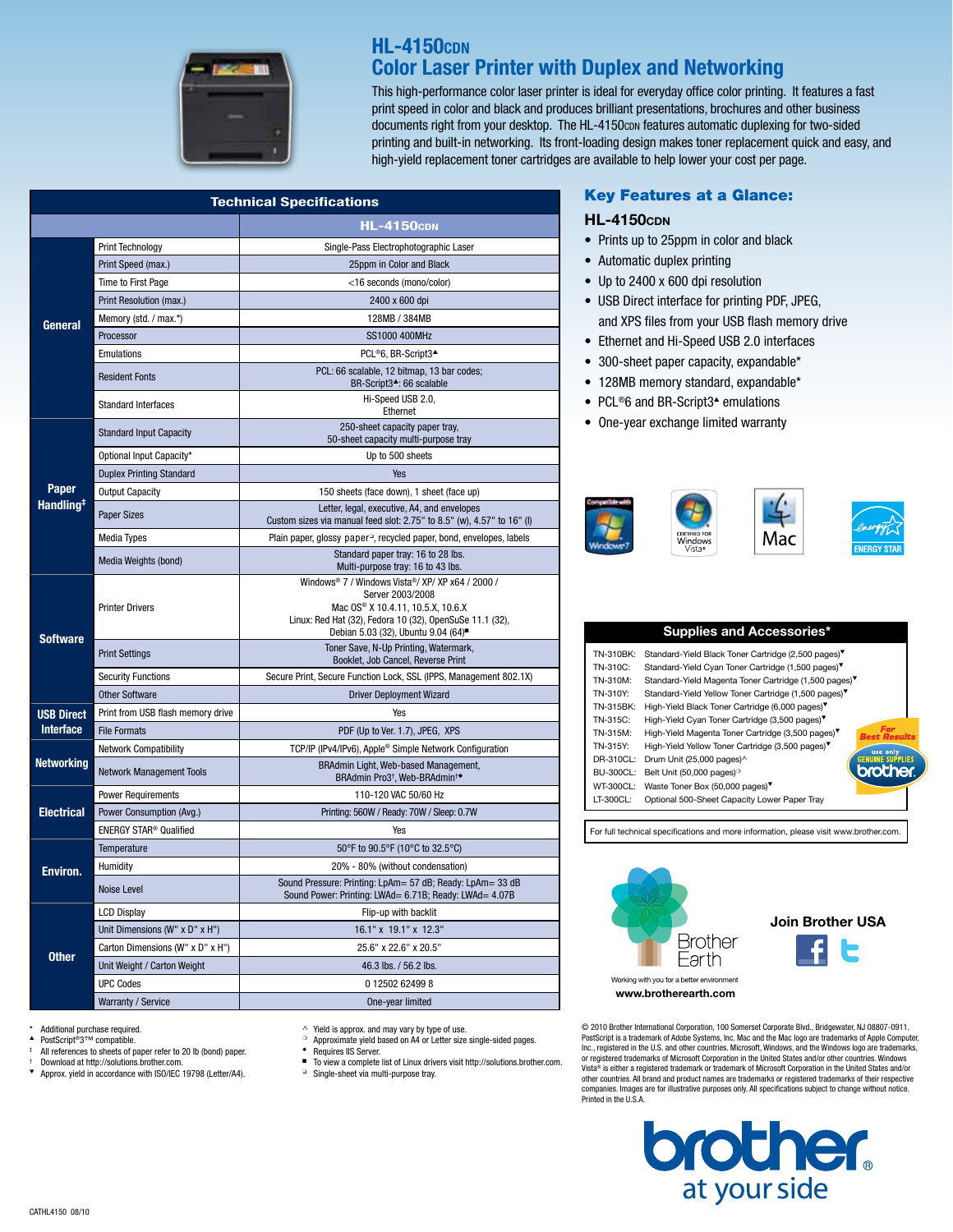# HL-4150CDN

## Color Laser Printer with Duplex and Networking

This high-performance color laser printer is ideal for everyday office color printing. It features a fast print speed in color and black and produces brilliant presentations, brochures and other business documents right from your desktop. The HL-4150CDN features automatic duplexing for two-sided printing and built-in networking. Its front-loading design makes toner replacement quick and easy, and high-yield replacement toner cartridges are available to help lower your cost per page.

## Technical Specifications

| | | HL-4150CDN |
|---|---|---|
| General | Print Technology | Single-Pass Electrophotographic Laser |
| | Print Speed (max.) | 25ppm in Color and Black |
| | Time to First Page | <16 seconds (mono/color) |
| | Print Resolution (max.) | 2400 x 600 dpi |
| | Memory (std. / max.*) | 128MB / 384MB |
| | Processor | SS1000 400MHz |
| | Emulations | PCL®6, BR-Script3▲ |
| | Resident Fonts | PCL: 66 scalable, 12 bitmap, 13 bar codes; BR-Script3▲: 66 scalable |
| | Standard Interfaces | Hi-Speed USB 2.0, Ethernet |
| Paper Handling‡ | Standard Input Capacity | 250-sheet capacity paper tray, 50-sheet capacity multi-purpose tray |
| | Optional Input Capacity* | Up to 500 sheets |
| | Duplex Printing Standard | Yes |
| | Output Capacity | 150 sheets (face down), 1 sheet (face up) |
| | Paper Sizes | Letter, legal, executive, A4, and envelopes Custom sizes via manual feed slot: 2.75" to 8.5" (w), 4.57" to 16" (l) |
| | Media Types | Plain paper, glossy paper❏, recycled paper, bond, envelopes, labels |
| | Media Weights (bond) | Standard paper tray: 16 to 28 lbs. Multi-purpose tray: 16 to 43 lbs. |
| Software | Printer Drivers | Windows® 7 / Windows Vista®/ XP/ XP x64 / 2000 / Server 2003/2008 Mac OS® X 10.4.11, 10.5.X, 10.6.X Linux: Red Hat (32), Fedora 10 (32), OpenSuSe 11.1 (32), Debian 5.03 (32), Ubuntu 9.04 (64)■ |
| | Print Settings | Toner Save, N-Up Printing, Watermark, Booklet, Job Cancel, Reverse Print |
| | Security Functions | Secure Print, Secure Function Lock, SSL (IPPS, Management 802.1X) |
| | Other Software | Driver Deployment Wizard |
| USB Direct Interface | Print from USB flash memory drive | Yes |
| | File Formats | PDF (Up to Ver. 1.7), JPEG, XPS |
| Networking | Network Compatibility | TCP/IP (IPv4/IPv6), Apple® Simple Network Configuration |
| | Network Management Tools | BRAdmin Light, Web-based Management, BRAdmin Pro3†, Web-BRAdmin†◆ |
| Electrical | Power Requirements | 110-120 VAC 50/60 Hz |
| | Power Consumption (Avg.) | Printing: 560W / Ready: 70W / Sleep: 0.7W |
| | ENERGY STAR® Qualified | Yes |
| Environ. | Temperature | 50°F to 90.5°F (10°C to 32.5°C) |
| | Humidity | 20% - 80% (without condensation) |
| | Noise Level | Sound Pressure: Printing: LpAm= 57 dB; Ready: LpAm= 33 dB Sound Power: Printing: LWAd= 6.71B; Ready: LWAd= 4.07B |
| Other | LCD Display | Flip-up with backlit |
| | Unit Dimensions (W" x D" x H") | 16.1" x 19.1" x 12.3" |
| | Carton Dimensions (W" x D" x H") | 25.6" x 22.6" x 20.5" |
| | Unit Weight / Carton Weight | 46.3 lbs. / 56.2 lbs. |
| | UPC Codes | 0 12502 62499 8 |
| | Warranty / Service | One-year limited |

\* Additional purchase required.
▲ PostScript®3™ compatible.
‡ All references to sheets of paper refer to 20 lb (bond) paper.
† Download at http://solutions.brother.com.
▼ Approx. yield in accordance with ISO/IEC 19798 (Letter/A4).
^ Yield is approx. and may vary by type of use.
○ Approximate yield based on A4 or Letter size single-sided pages.
◆ Requires IIS Server.
■ To view a complete list of Linux drivers visit http://solutions.brother.com.
❏ Single-sheet via multi-purpose tray.

## Key Features at a Glance:

### HL-4150CDN

- Prints up to 25ppm in color and black
- Automatic duplex printing
- Up to 2400 x 600 dpi resolution
- USB Direct interface for printing PDF, JPEG, and XPS files from your USB flash memory drive
- Ethernet and Hi-Speed USB 2.0 interfaces
- 300-sheet paper capacity, expandable*
- 128MB memory standard, expandable*
- PCL®6 and BR-Script3▲ emulations
- One-year exchange limited warranty

Compatible with Windows 7 · Certified for Windows Vista · Mac · ENERGY STAR

## Supplies and Accessories*

| | |
|---|---|
| TN-310BK: | Standard-Yield Black Toner Cartridge (2,500 pages)▼ |
| TN-310C: | Standard-Yield Cyan Toner Cartridge (1,500 pages)▼ |
| TN-310M: | Standard-Yield Magenta Toner Cartridge (1,500 pages)▼ |
| TN-310Y: | Standard-Yield Yellow Toner Cartridge (1,500 pages)▼ |
| TN-315BK: | High-Yield Black Toner Cartridge (6,000 pages)▼ |
| TN-315C: | High-Yield Cyan Toner Cartridge (3,500 pages)▼ |
| TN-315M: | High-Yield Magenta Toner Cartridge (3,500 pages)▼ |
| TN-315Y: | High-Yield Yellow Toner Cartridge (3,500 pages)▼ |
| DR-310CL: | Drum Unit (25,000 pages)^ |
| BU-300CL: | Belt Unit (50,000 pages)○ |
| WT-300CL: | Waste Toner Box (50,000 pages)▼ |
| LT-300CL: | Optional 500-Sheet Capacity Lower Paper Tray |

For Best Results use only Genuine Supplies brother

For full technical specifications and more information, please visit www.brother.com.

Brother Earth
Working with you for a better environment
www.brotherearth.com

Join Brother USA

© 2010 Brother International Corporation, 100 Somerset Corporate Blvd., Bridgewater, NJ 08807-0911. PostScript is a trademark of Adobe Systems, Inc. Mac and the Mac logo are trademarks of Apple Computer, Inc., registered in the U.S. and other countries. Microsoft, Windows, and the Windows logo are trademarks, or registered trademarks of Microsoft Corporation in the United States and/or other countries. Windows Vista® is either a registered trademark or trademark of Microsoft Corporation in the United States and/or other countries. All brand and product names are trademarks or registered trademarks of their respective companies. Images are for illustrative purposes only. All specifications subject to change without notice. Printed in the U.S.A.

brother® at your side

CATHL4150 08/10